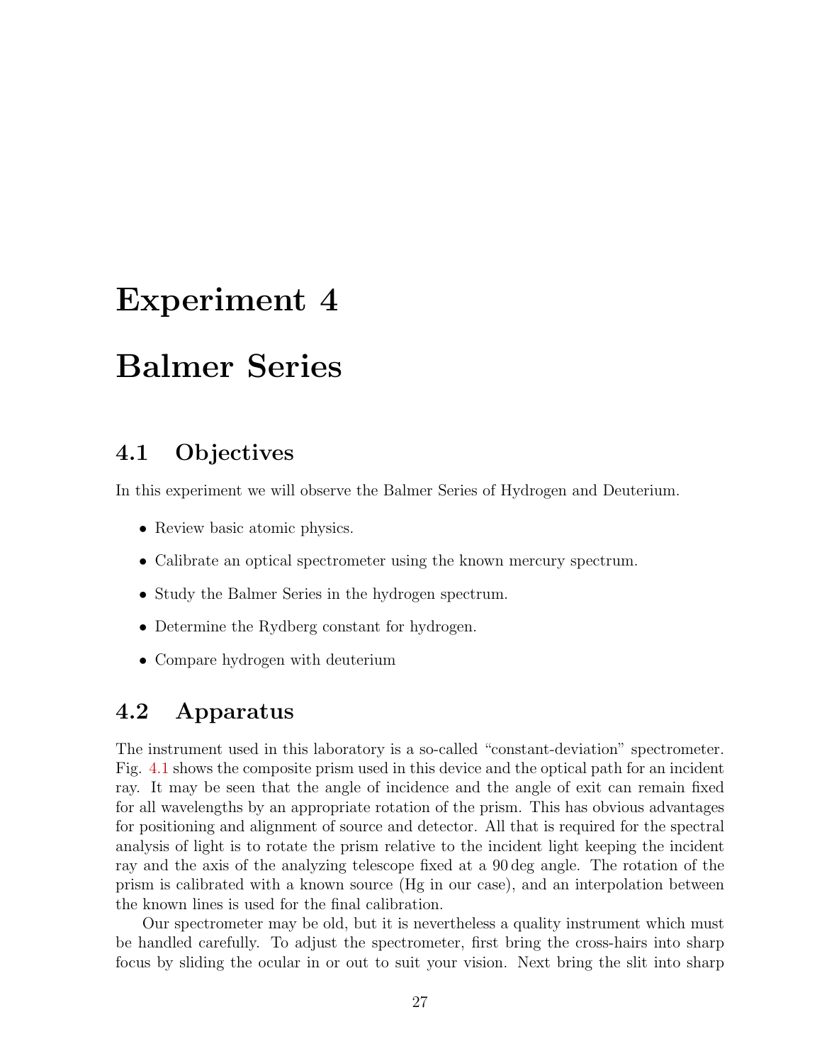# Experiment 4

# Balmer Series

## 4.1 Objectives

In this experiment we will observe the Balmer Series of Hydrogen and Deuterium.

- Review basic atomic physics.
- Calibrate an optical spectrometer using the known mercury spectrum.
- Study the Balmer Series in the hydrogen spectrum.
- Determine the Rydberg constant for hydrogen.
- Compare hydrogen with deuterium

## 4.2 Apparatus

The instrument used in this laboratory is a so-called "constant-deviation" spectrometer. Fig. 4.1 shows the composite prism used in this device and the optical path for an incident ray. It may be seen that the angle of incidence and the angle of exit can remain fixed for all wavelengths by an appropriate rotation of the prism. This has obvious advantages for positioning and alignment of source and detector. All that is required for the spectral analysis of light is to rotate the prism relative to the incident light keeping the incident ray and the axis of the analyzing telescope fixed at a 90 deg angle. The rotation of the prism is calibrated with a known source (Hg in our case), and an interpolation between the known lines is used for the final calibration.

Our spectrometer may be old, but it is nevertheless a quality instrument which must be handled carefully. To adjust the spectrometer, first bring the cross-hairs into sharp focus by sliding the ocular in or out to suit your vision. Next bring the slit into sharp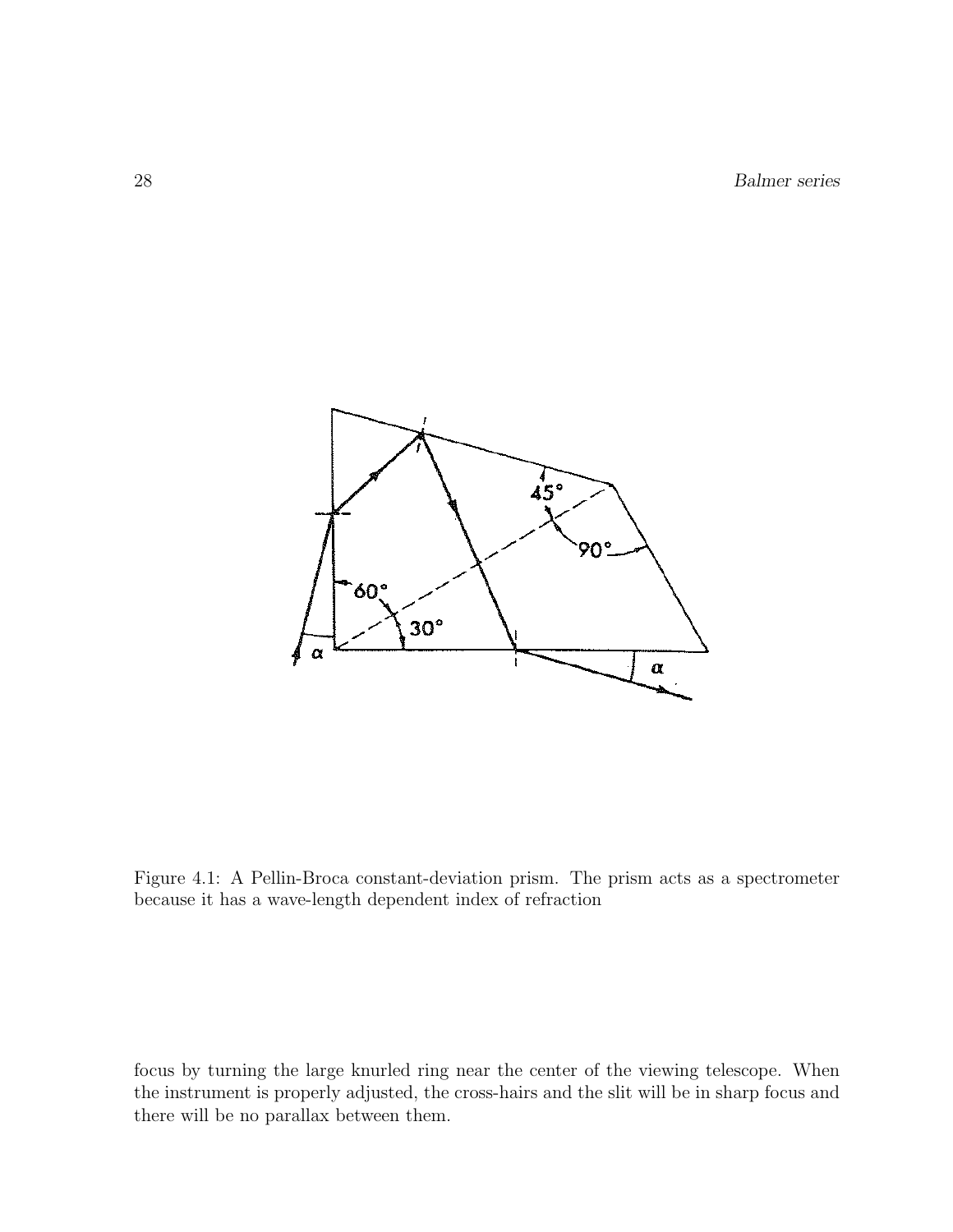Figure 4.1: A Pellin-Broca constant-deviation prism. The prism acts as a spectrometer because it has a wave-length dependent index of refraction

focus by turning the large knurled ring near the center of the viewing telescope. When the instrument is properly adjusted, the cross-hairs and the slit will be in sharp focus and there will be no parallax between them.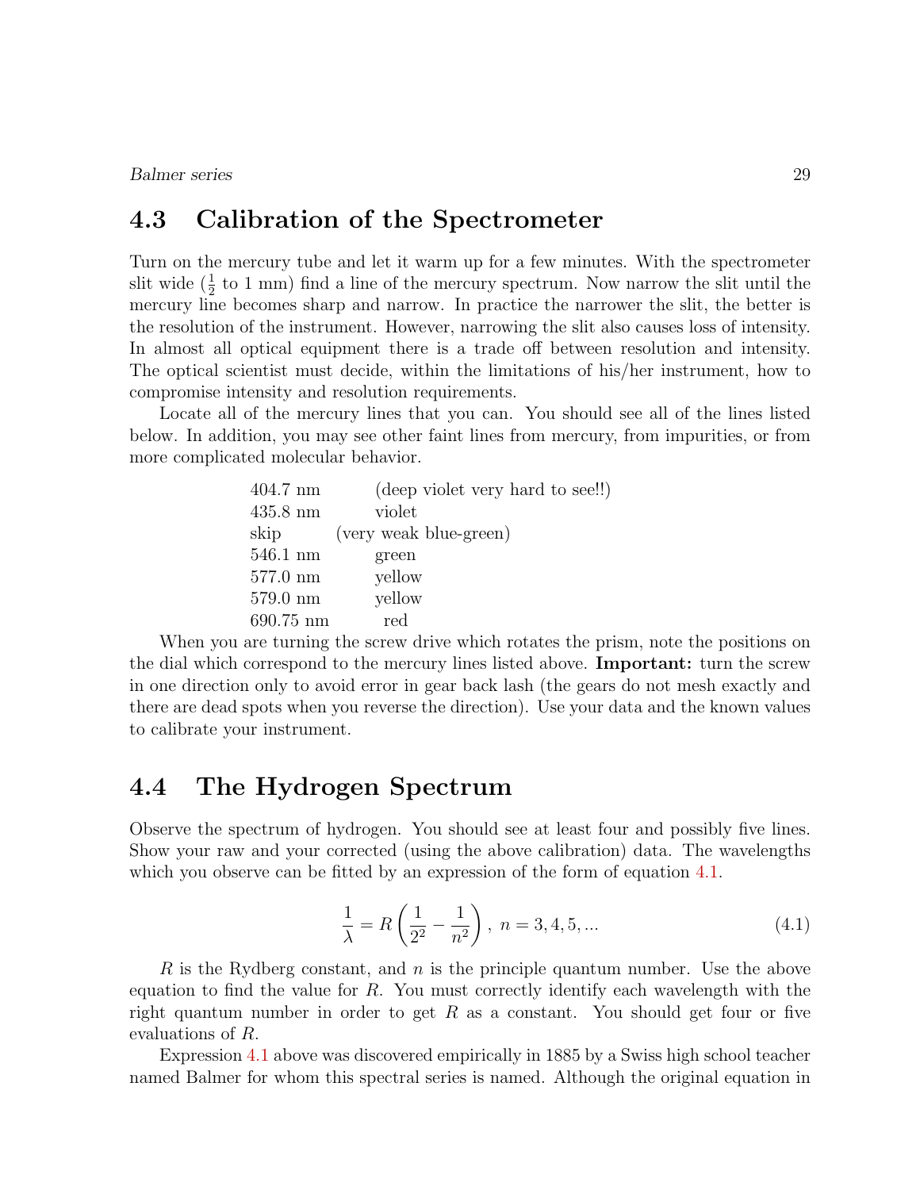## 4.3 Calibration of the Spectrometer

Turn on the mercury tube and let it warm up for a few minutes. With the spectrometer slit wide ($\frac{1}{2}$ to 1 mm) find a line of the mercury spectrum. Now narrow the slit until the mercury line becomes sharp and narrow. In practice the narrower the slit, the better is the resolution of the instrument. However, narrowing the slit also causes loss of intensity. In almost all optical equipment there is a trade off between resolution and intensity. The optical scientist must decide, within the limitations of his/her instrument, how to compromise intensity and resolution requirements.

Locate all of the mercury lines that you can. You should see all of the lines listed below. In addition, you may see other faint lines from mercury, from impurities, or from more complicated molecular behavior.

| | |
|---|---|
| 404.7 nm | (deep violet very hard to see!!) |
| 435.8 nm | violet |
| skip | (very weak blue-green) |
| 546.1 nm | green |
| 577.0 nm | yellow |
| 579.0 nm | yellow |
| 690.75 nm | red |

When you are turning the screw drive which rotates the prism, note the positions on the dial which correspond to the mercury lines listed above. **Important:** turn the screw in one direction only to avoid error in gear back lash (the gears do not mesh exactly and there are dead spots when you reverse the direction). Use your data and the known values to calibrate your instrument.

## 4.4 The Hydrogen Spectrum

Observe the spectrum of hydrogen. You should see at least four and possibly five lines. Show your raw and your corrected (using the above calibration) data. The wavelengths which you observe can be fitted by an expression of the form of equation 4.1.

$$\frac{1}{\lambda} = R\left(\frac{1}{2^2} - \frac{1}{n^2}\right),\ n = 3, 4, 5, ... \tag{4.1}$$

$R$ is the Rydberg constant, and $n$ is the principle quantum number. Use the above equation to find the value for $R$. You must correctly identify each wavelength with the right quantum number in order to get $R$ as a constant. You should get four or five evaluations of $R$.

Expression 4.1 above was discovered empirically in 1885 by a Swiss high school teacher named Balmer for whom this spectral series is named. Although the original equation in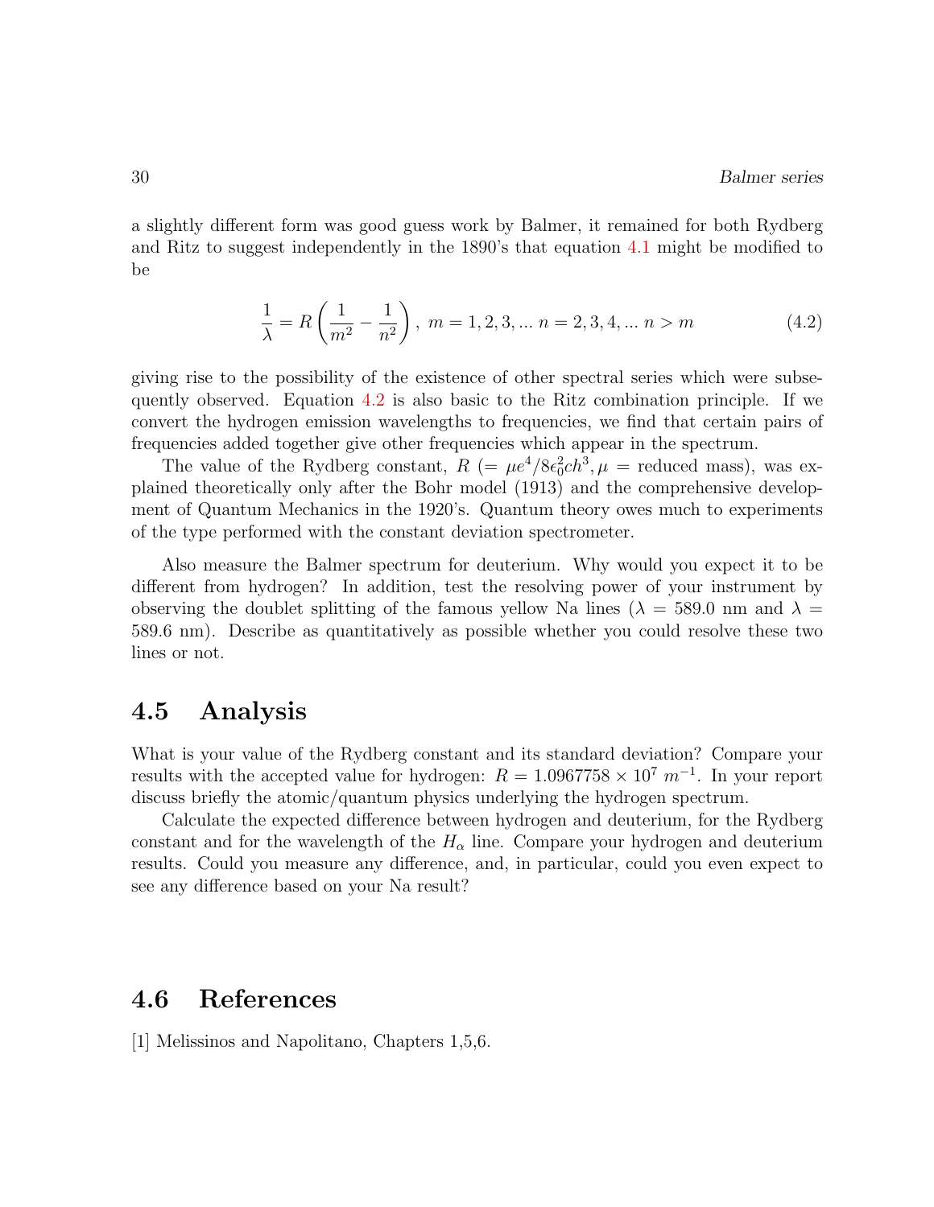a slightly different form was good guess work by Balmer, it remained for both Rydberg and Ritz to suggest independently in the 1890's that equation 4.1 might be modified to be

$$\frac{1}{\lambda} = R\left(\frac{1}{m^2} - \frac{1}{n^2}\right),\ m = 1, 2, 3, ...\ n = 2, 3, 4, ...\ n > m \tag{4.2}$$

giving rise to the possibility of the existence of other spectral series which were subsequently observed. Equation 4.2 is also basic to the Ritz combination principle. If we convert the hydrogen emission wavelengths to frequencies, we find that certain pairs of frequencies added together give other frequencies which appear in the spectrum.

The value of the Rydberg constant, $R$ ($= \mu e^4/8\epsilon_0^2 ch^3, \mu =$ reduced mass), was explained theoretically only after the Bohr model (1913) and the comprehensive development of Quantum Mechanics in the 1920's. Quantum theory owes much to experiments of the type performed with the constant deviation spectrometer.

Also measure the Balmer spectrum for deuterium. Why would you expect it to be different from hydrogen? In addition, test the resolving power of your instrument by observing the doublet splitting of the famous yellow Na lines ($\lambda = 589.0$ nm and $\lambda = 589.6$ nm). Describe as quantitatively as possible whether you could resolve these two lines or not.

## 4.5 Analysis

What is your value of the Rydberg constant and its standard deviation? Compare your results with the accepted value for hydrogen: $R = 1.0967758 \times 10^7\ m^{-1}$. In your report discuss briefly the atomic/quantum physics underlying the hydrogen spectrum.

Calculate the expected difference between hydrogen and deuterium, for the Rydberg constant and for the wavelength of the $H_\alpha$ line. Compare your hydrogen and deuterium results. Could you measure any difference, and, in particular, could you even expect to see any difference based on your Na result?

## 4.6 References

[1] Melissinos and Napolitano, Chapters 1,5,6.